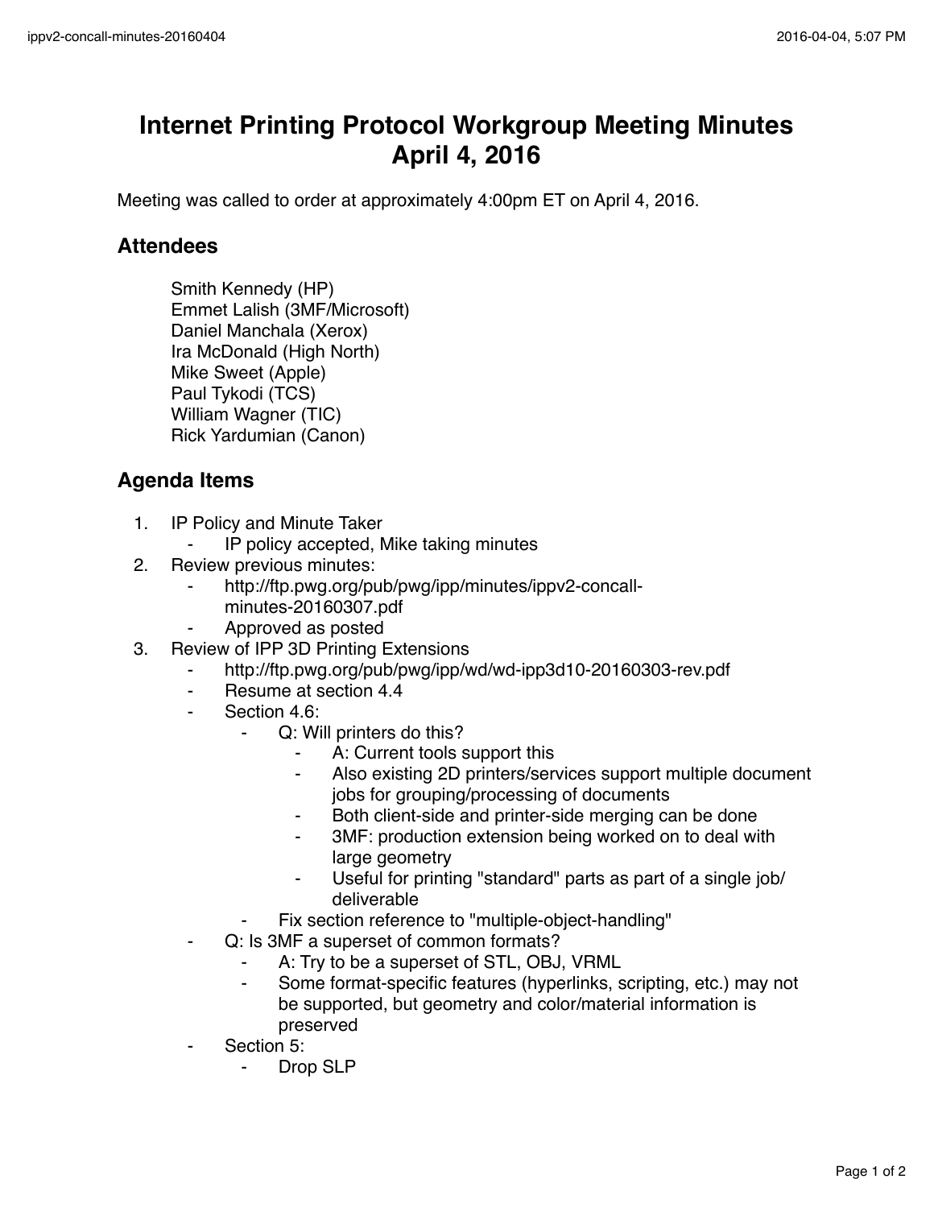# Internet Printing Protocol Workgroup Meeting Minutes April 4, 2016

Meeting was called to order at approximately 4:00pm ET on April 4, 2016.

## Attendees

Smith Kennedy (HP)
Emmet Lalish (3MF/Microsoft)
Daniel Manchala (Xerox)
Ira McDonald (High North)
Mike Sweet (Apple)
Paul Tykodi (TCS)
William Wagner (TIC)
Rick Yardumian (Canon)

## Agenda Items

1. IP Policy and Minute Taker
   - IP policy accepted, Mike taking minutes
2. Review previous minutes:
   - http://ftp.pwg.org/pub/pwg/ipp/minutes/ippv2-concall-minutes-20160307.pdf
   - Approved as posted
3. Review of IPP 3D Printing Extensions
   - http://ftp.pwg.org/pub/pwg/ipp/wd/wd-ipp3d10-20160303-rev.pdf
   - Resume at section 4.4
   - Section 4.6:
     - Q: Will printers do this?
       - A: Current tools support this
       - Also existing 2D printers/services support multiple document jobs for grouping/processing of documents
       - Both client-side and printer-side merging can be done
       - 3MF: production extension being worked on to deal with large geometry
       - Useful for printing "standard" parts as part of a single job/deliverable
     - Fix section reference to "multiple-object-handling"
   - Q: Is 3MF a superset of common formats?
     - A: Try to be a superset of STL, OBJ, VRML
     - Some format-specific features (hyperlinks, scripting, etc.) may not be supported, but geometry and color/material information is preserved
   - Section 5:
     - Drop SLP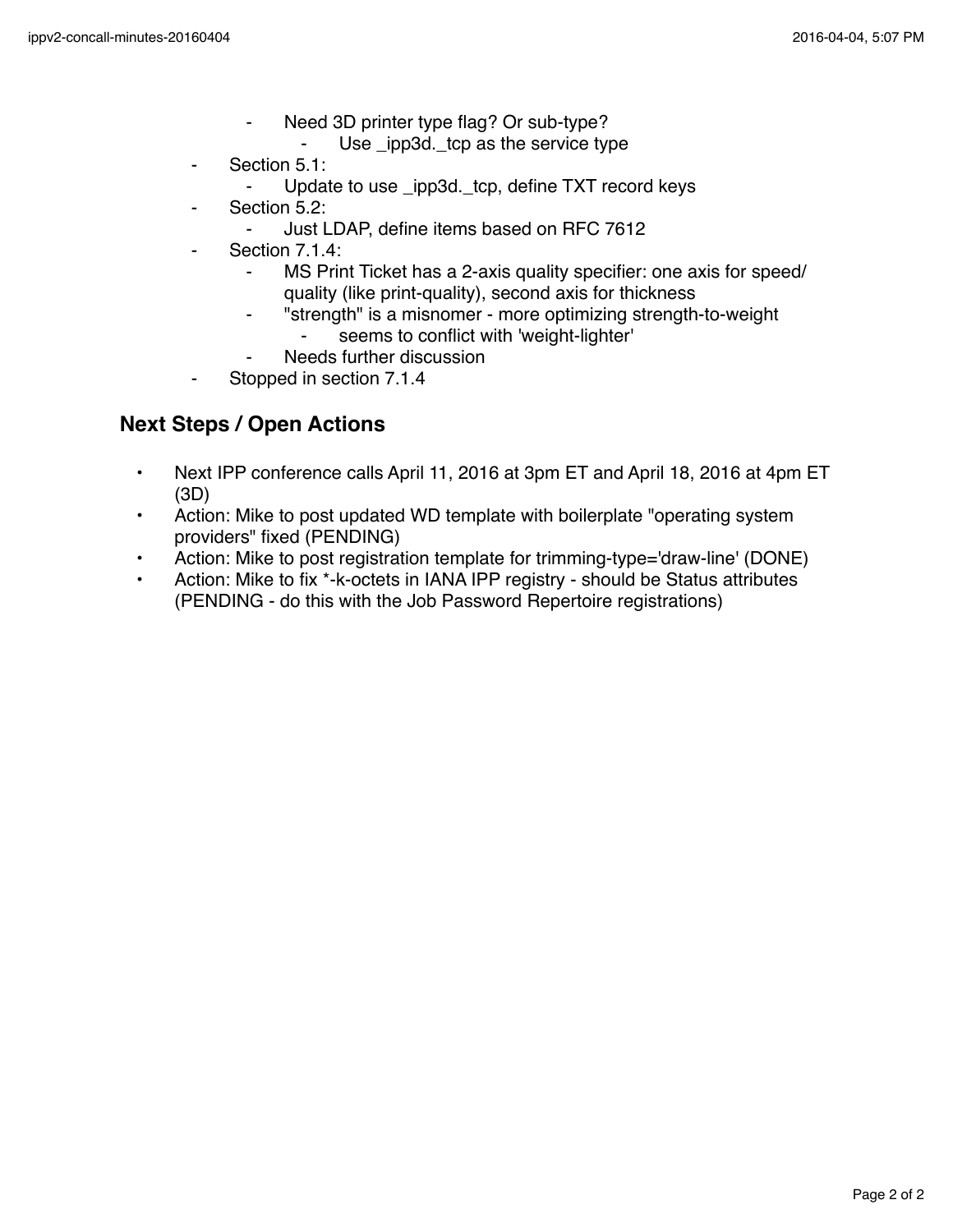- Need 3D printer type flag? Or sub-type?
            - Use _ipp3d._tcp as the service type
    - Section 5.1:
        - Update to use _ipp3d._tcp, define TXT record keys
    - Section 5.2:
        - Just LDAP, define items based on RFC 7612
    - Section 7.1.4:
        - MS Print Ticket has a 2-axis quality specifier: one axis for speed/ quality (like print-quality), second axis for thickness
        - "strength" is a misnomer - more optimizing strength-to-weight
            - seems to conflict with 'weight-lighter'
        - Needs further discussion
    - Stopped in section 7.1.4

## Next Steps / Open Actions

- Next IPP conference calls April 11, 2016 at 3pm ET and April 18, 2016 at 4pm ET (3D)
- Action: Mike to post updated WD template with boilerplate "operating system providers" fixed (PENDING)
- Action: Mike to post registration template for trimming-type='draw-line' (DONE)
- Action: Mike to fix *-k-octets in IANA IPP registry - should be Status attributes (PENDING - do this with the Job Password Repertoire registrations)